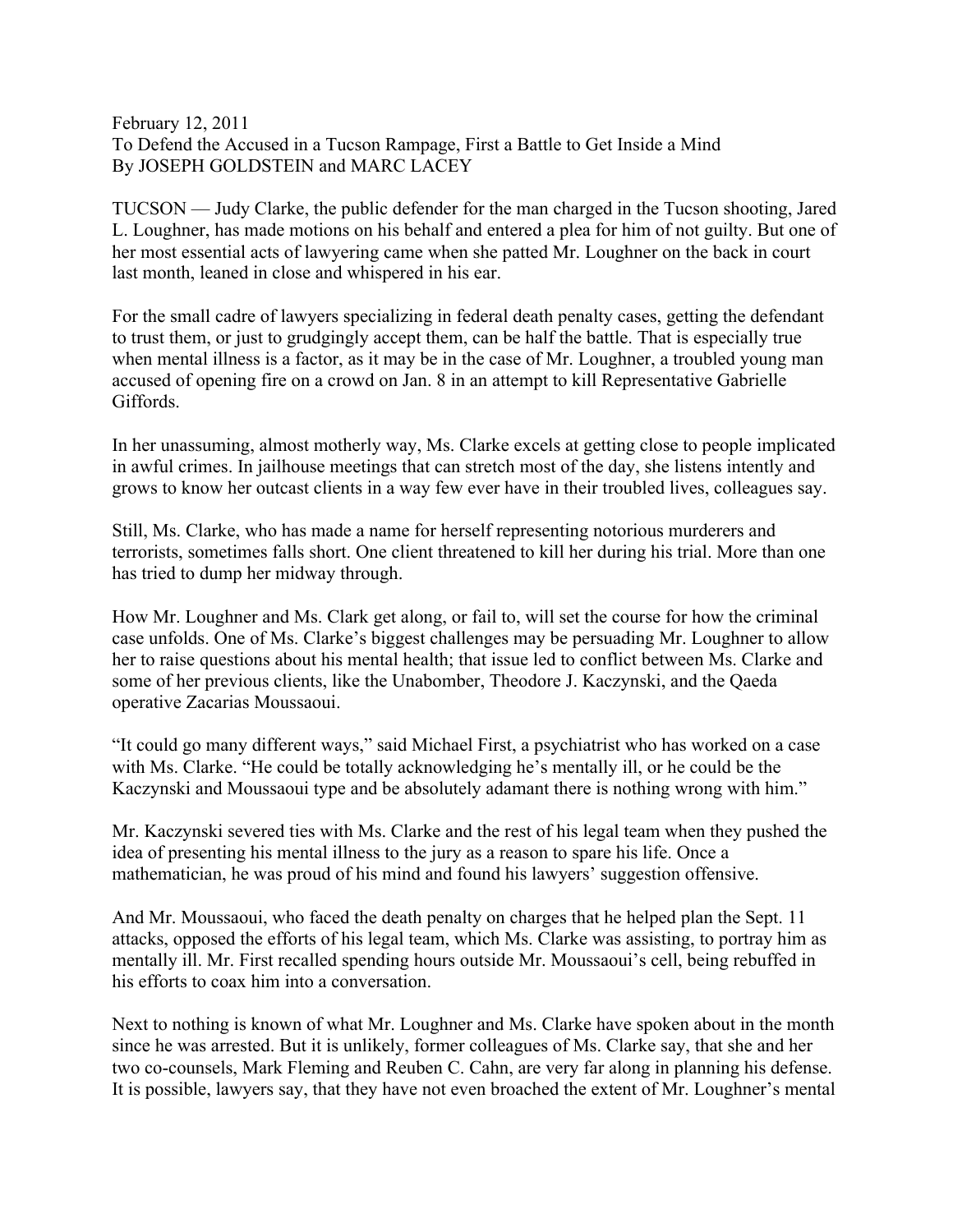February 12, 2011

To Defend the Accused in a Tucson Rampage, First a Battle to Get Inside a Mind

By JOSEPH GOLDSTEIN and MARC LACEY

TUCSON — Judy Clarke, the public defender for the man charged in the Tucson shooting, Jared L. Loughner, has made motions on his behalf and entered a plea for him of not guilty. But one of her most essential acts of lawyering came when she patted Mr. Loughner on the back in court last month, leaned in close and whispered in his ear.

For the small cadre of lawyers specializing in federal death penalty cases, getting the defendant to trust them, or just to grudgingly accept them, can be half the battle. That is especially true when mental illness is a factor, as it may be in the case of Mr. Loughner, a troubled young man accused of opening fire on a crowd on Jan. 8 in an attempt to kill Representative Gabrielle Giffords.

In her unassuming, almost motherly way, Ms. Clarke excels at getting close to people implicated in awful crimes. In jailhouse meetings that can stretch most of the day, she listens intently and grows to know her outcast clients in a way few ever have in their troubled lives, colleagues say.

Still, Ms. Clarke, who has made a name for herself representing notorious murderers and terrorists, sometimes falls short. One client threatened to kill her during his trial. More than one has tried to dump her midway through.

How Mr. Loughner and Ms. Clark get along, or fail to, will set the course for how the criminal case unfolds. One of Ms. Clarke's biggest challenges may be persuading Mr. Loughner to allow her to raise questions about his mental health; that issue led to conflict between Ms. Clarke and some of her previous clients, like the Unabomber, Theodore J. Kaczynski, and the Qaeda operative Zacarias Moussaoui.

"It could go many different ways," said Michael First, a psychiatrist who has worked on a case with Ms. Clarke. "He could be totally acknowledging he's mentally ill, or he could be the Kaczynski and Moussaoui type and be absolutely adamant there is nothing wrong with him."

Mr. Kaczynski severed ties with Ms. Clarke and the rest of his legal team when they pushed the idea of presenting his mental illness to the jury as a reason to spare his life. Once a mathematician, he was proud of his mind and found his lawyers' suggestion offensive.

And Mr. Moussaoui, who faced the death penalty on charges that he helped plan the Sept. 11 attacks, opposed the efforts of his legal team, which Ms. Clarke was assisting, to portray him as mentally ill. Mr. First recalled spending hours outside Mr. Moussaoui's cell, being rebuffed in his efforts to coax him into a conversation.

Next to nothing is known of what Mr. Loughner and Ms. Clarke have spoken about in the month since he was arrested. But it is unlikely, former colleagues of Ms. Clarke say, that she and her two co-counsels, Mark Fleming and Reuben C. Cahn, are very far along in planning his defense. It is possible, lawyers say, that they have not even broached the extent of Mr. Loughner's mental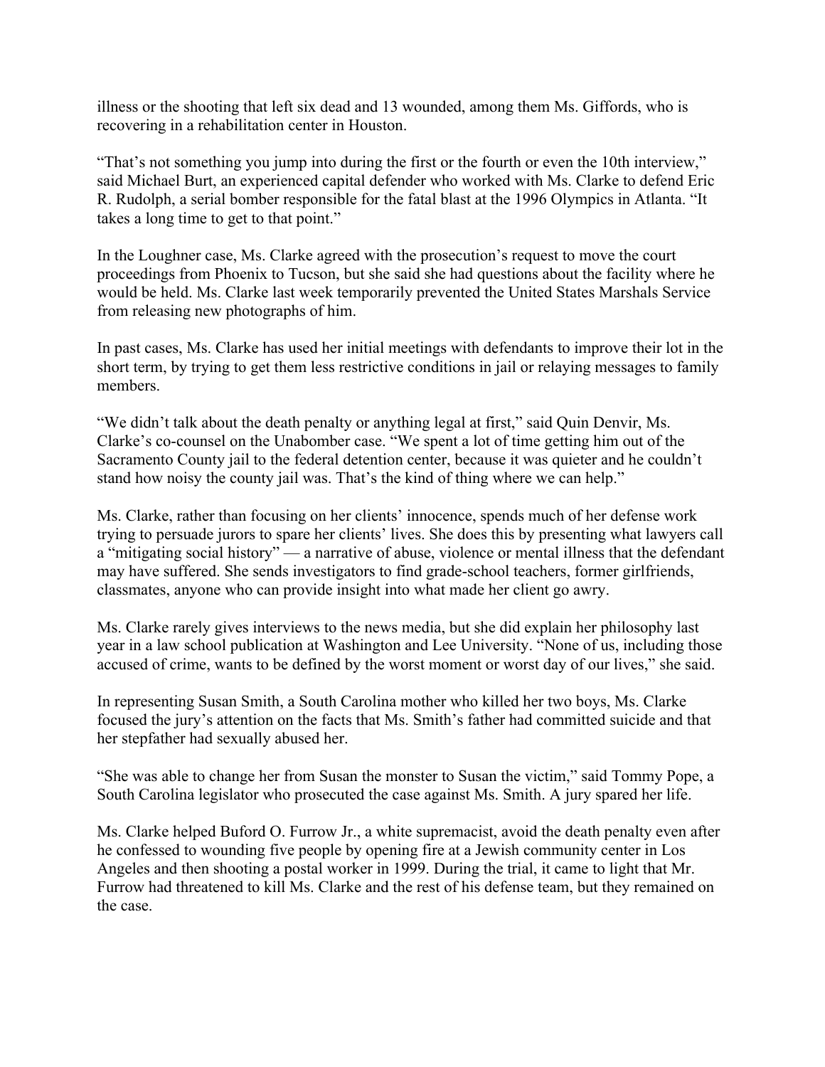illness or the shooting that left six dead and 13 wounded, among them Ms. Giffords, who is recovering in a rehabilitation center in Houston.

"That's not something you jump into during the first or the fourth or even the 10th interview," said Michael Burt, an experienced capital defender who worked with Ms. Clarke to defend Eric R. Rudolph, a serial bomber responsible for the fatal blast at the 1996 Olympics in Atlanta. "It takes a long time to get to that point."

In the Loughner case, Ms. Clarke agreed with the prosecution's request to move the court proceedings from Phoenix to Tucson, but she said she had questions about the facility where he would be held. Ms. Clarke last week temporarily prevented the United States Marshals Service from releasing new photographs of him.

In past cases, Ms. Clarke has used her initial meetings with defendants to improve their lot in the short term, by trying to get them less restrictive conditions in jail or relaying messages to family members.

"We didn't talk about the death penalty or anything legal at first," said Quin Denvir, Ms. Clarke's co-counsel on the Unabomber case. "We spent a lot of time getting him out of the Sacramento County jail to the federal detention center, because it was quieter and he couldn't stand how noisy the county jail was. That's the kind of thing where we can help."

Ms. Clarke, rather than focusing on her clients' innocence, spends much of her defense work trying to persuade jurors to spare her clients' lives. She does this by presenting what lawyers call a "mitigating social history" — a narrative of abuse, violence or mental illness that the defendant may have suffered. She sends investigators to find grade-school teachers, former girlfriends, classmates, anyone who can provide insight into what made her client go awry.

Ms. Clarke rarely gives interviews to the news media, but she did explain her philosophy last year in a law school publication at Washington and Lee University. "None of us, including those accused of crime, wants to be defined by the worst moment or worst day of our lives," she said.

In representing Susan Smith, a South Carolina mother who killed her two boys, Ms. Clarke focused the jury's attention on the facts that Ms. Smith's father had committed suicide and that her stepfather had sexually abused her.

"She was able to change her from Susan the monster to Susan the victim," said Tommy Pope, a South Carolina legislator who prosecuted the case against Ms. Smith. A jury spared her life.

Ms. Clarke helped Buford O. Furrow Jr., a white supremacist, avoid the death penalty even after he confessed to wounding five people by opening fire at a Jewish community center in Los Angeles and then shooting a postal worker in 1999. During the trial, it came to light that Mr. Furrow had threatened to kill Ms. Clarke and the rest of his defense team, but they remained on the case.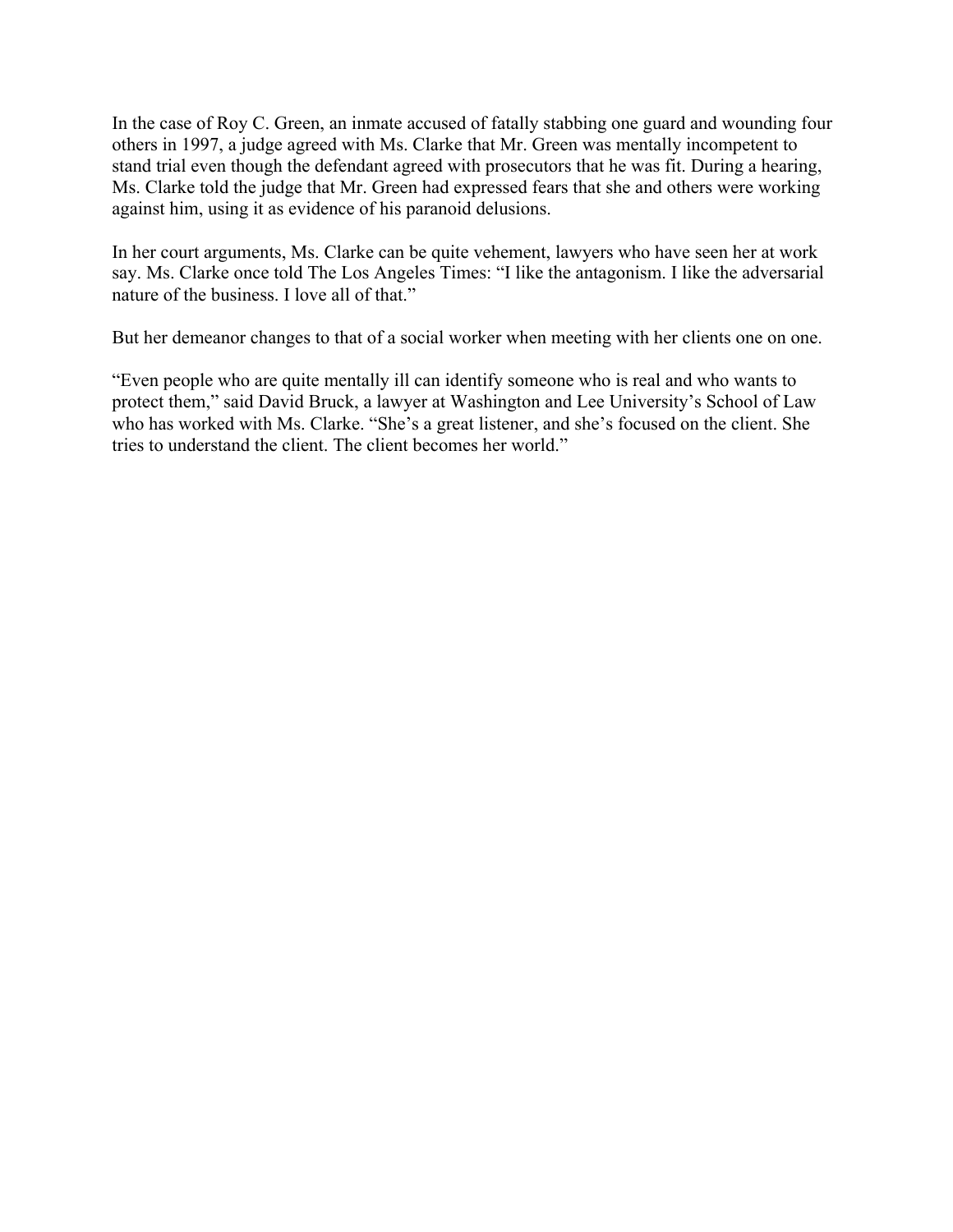In the case of Roy C. Green, an inmate accused of fatally stabbing one guard and wounding four others in 1997, a judge agreed with Ms. Clarke that Mr. Green was mentally incompetent to stand trial even though the defendant agreed with prosecutors that he was fit. During a hearing, Ms. Clarke told the judge that Mr. Green had expressed fears that she and others were working against him, using it as evidence of his paranoid delusions.

In her court arguments, Ms. Clarke can be quite vehement, lawyers who have seen her at work say. Ms. Clarke once told The Los Angeles Times: "I like the antagonism. I like the adversarial nature of the business. I love all of that."

But her demeanor changes to that of a social worker when meeting with her clients one on one.

"Even people who are quite mentally ill can identify someone who is real and who wants to protect them," said David Bruck, a lawyer at Washington and Lee University's School of Law who has worked with Ms. Clarke. "She's a great listener, and she's focused on the client. She tries to understand the client. The client becomes her world."